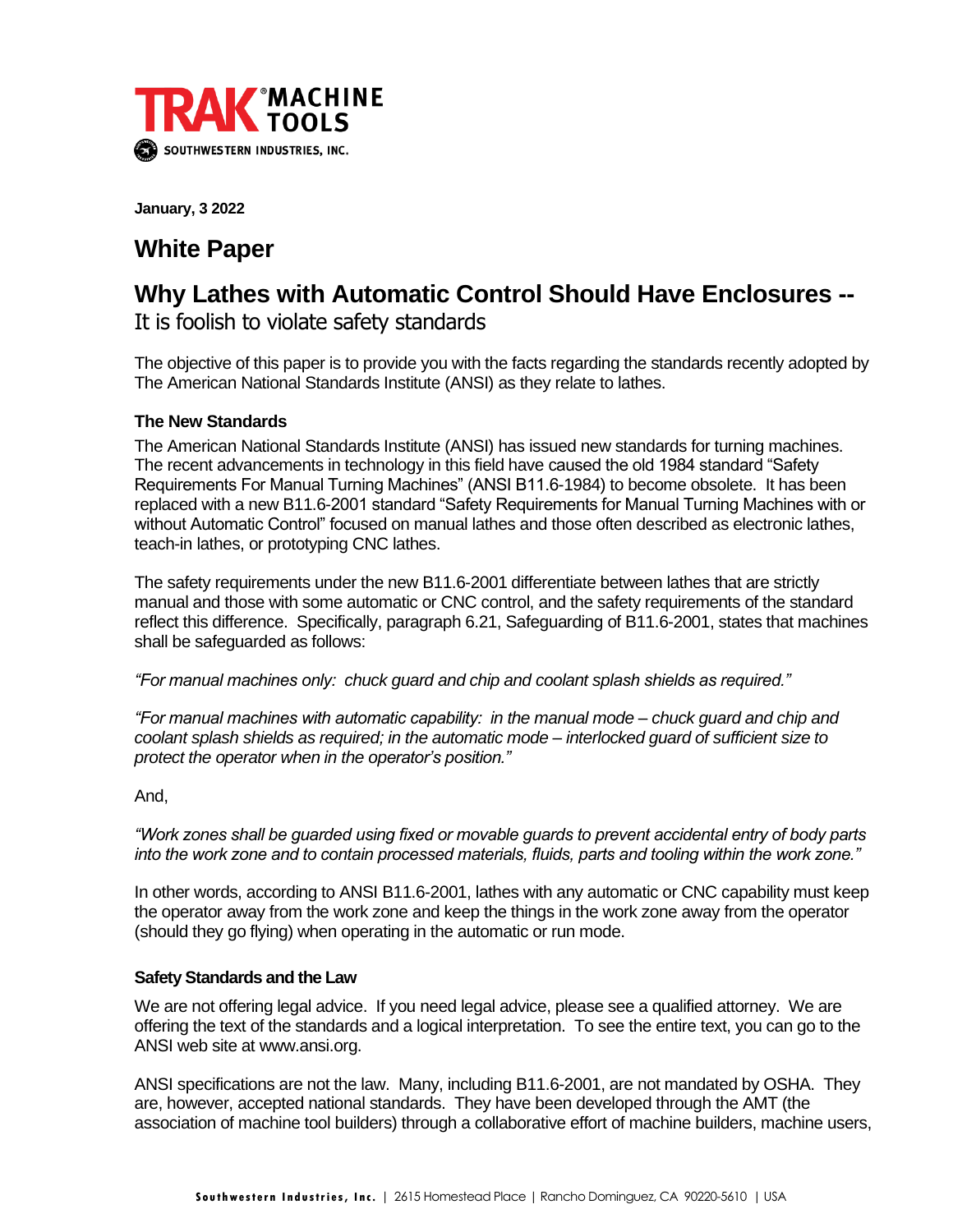**TRAK® MACHINE TOOLS**
SOUTHWESTERN INDUSTRIES, INC.

**January, 3 2022**

# White Paper

## Why Lathes with Automatic Control Should Have Enclosures --
It is foolish to violate safety standards

The objective of this paper is to provide you with the facts regarding the standards recently adopted by The American National Standards Institute (ANSI) as they relate to lathes.

### The New Standards

The American National Standards Institute (ANSI) has issued new standards for turning machines. The recent advancements in technology in this field have caused the old 1984 standard "Safety Requirements For Manual Turning Machines" (ANSI B11.6-1984) to become obsolete. It has been replaced with a new B11.6-2001 standard "Safety Requirements for Manual Turning Machines with or without Automatic Control" focused on manual lathes and those often described as electronic lathes, teach-in lathes, or prototyping CNC lathes.

The safety requirements under the new B11.6-2001 differentiate between lathes that are strictly manual and those with some automatic or CNC control, and the safety requirements of the standard reflect this difference. Specifically, paragraph 6.21, Safeguarding of B11.6-2001, states that machines shall be safeguarded as follows:

*"For manual machines only: chuck guard and chip and coolant splash shields as required."*

*"For manual machines with automatic capability: in the manual mode – chuck guard and chip and coolant splash shields as required; in the automatic mode – interlocked guard of sufficient size to protect the operator when in the operator's position."*

And,

*"Work zones shall be guarded using fixed or movable guards to prevent accidental entry of body parts into the work zone and to contain processed materials, fluids, parts and tooling within the work zone."*

In other words, according to ANSI B11.6-2001, lathes with any automatic or CNC capability must keep the operator away from the work zone and keep the things in the work zone away from the operator (should they go flying) when operating in the automatic or run mode.

### Safety Standards and the Law

We are not offering legal advice. If you need legal advice, please see a qualified attorney. We are offering the text of the standards and a logical interpretation. To see the entire text, you can go to the ANSI web site at www.ansi.org.

ANSI specifications are not the law. Many, including B11.6-2001, are not mandated by OSHA. They are, however, accepted national standards. They have been developed through the AMT (the association of machine tool builders) through a collaborative effort of machine builders, machine users,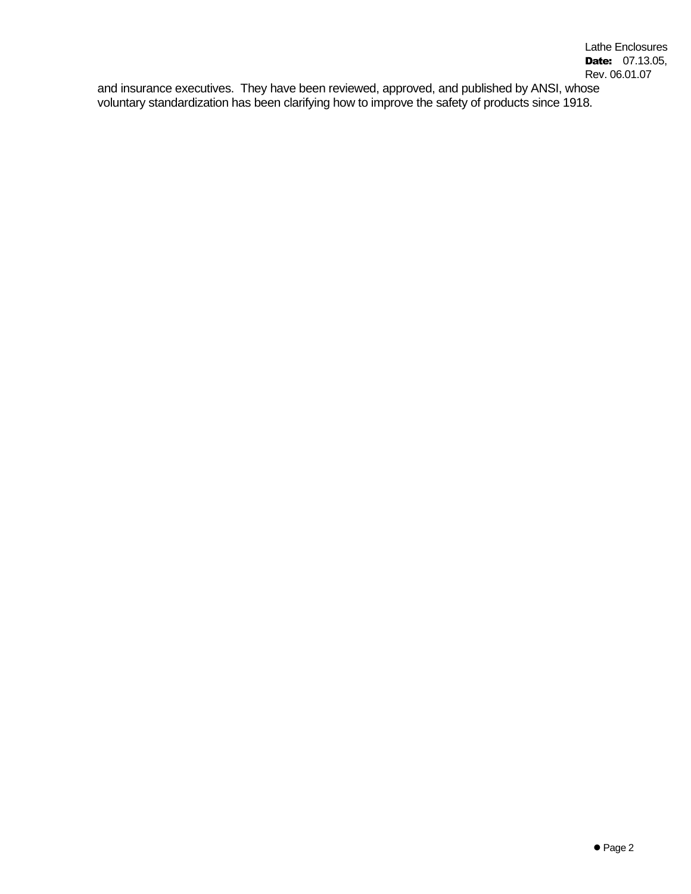and insurance executives. They have been reviewed, approved, and published by ANSI, whose voluntary standardization has been clarifying how to improve the safety of products since 1918.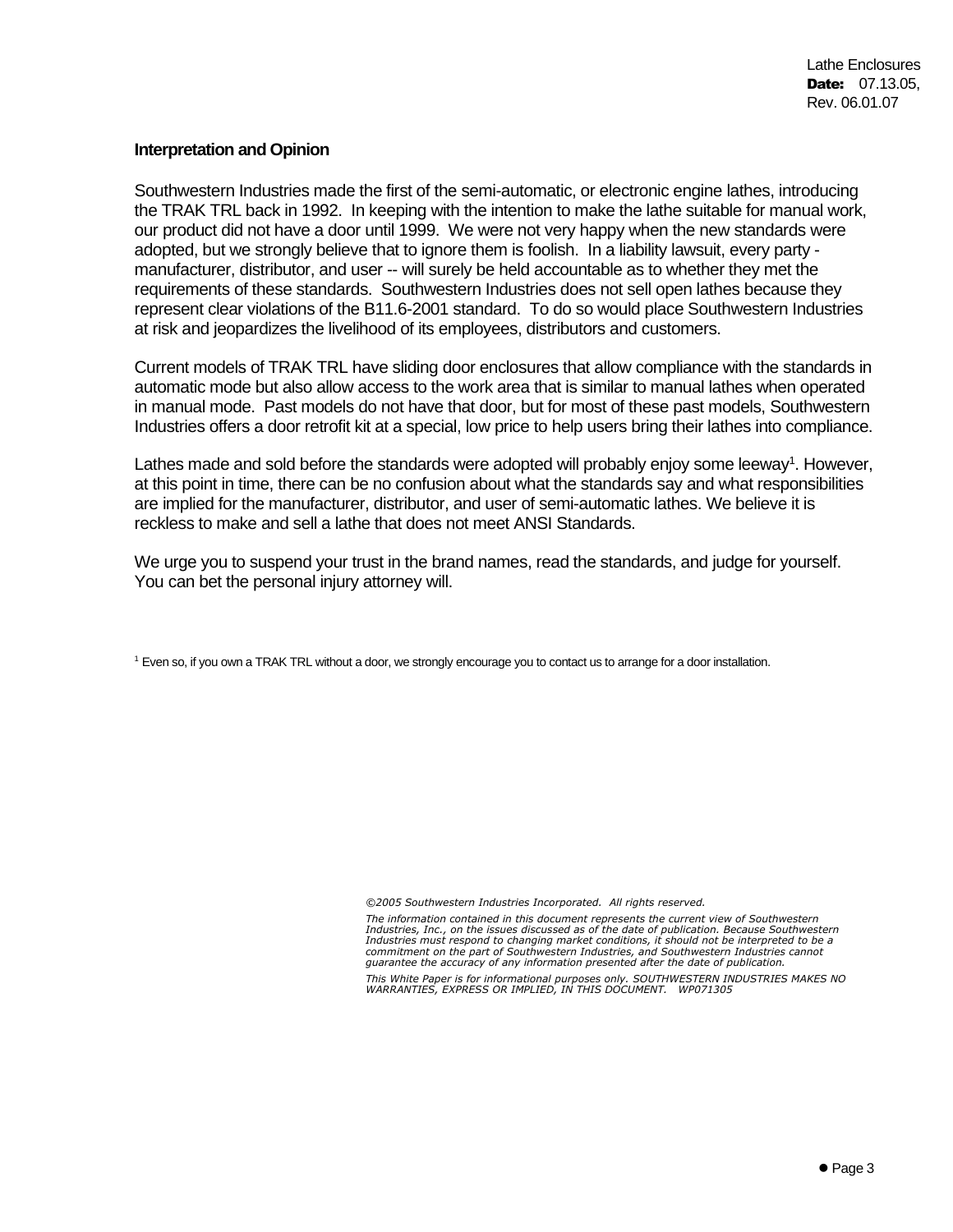## Interpretation and Opinion

Southwestern Industries made the first of the semi-automatic, or electronic engine lathes, introducing the TRAK TRL back in 1992. In keeping with the intention to make the lathe suitable for manual work, our product did not have a door until 1999. We were not very happy when the new standards were adopted, but we strongly believe that to ignore them is foolish. In a liability lawsuit, every party - manufacturer, distributor, and user -- will surely be held accountable as to whether they met the requirements of these standards. Southwestern Industries does not sell open lathes because they represent clear violations of the B11.6-2001 standard. To do so would place Southwestern Industries at risk and jeopardizes the livelihood of its employees, distributors and customers.

Current models of TRAK TRL have sliding door enclosures that allow compliance with the standards in automatic mode but also allow access to the work area that is similar to manual lathes when operated in manual mode. Past models do not have that door, but for most of these past models, Southwestern Industries offers a door retrofit kit at a special, low price to help users bring their lathes into compliance.

Lathes made and sold before the standards were adopted will probably enjoy some leeway[1]. However, at this point in time, there can be no confusion about what the standards say and what responsibilities are implied for the manufacturer, distributor, and user of semi-automatic lathes. We believe it is reckless to make and sell a lathe that does not meet ANSI Standards.

We urge you to suspend your trust in the brand names, read the standards, and judge for yourself. You can bet the personal injury attorney will.

[1] Even so, if you own a TRAK TRL without a door, we strongly encourage you to contact us to arrange for a door installation.

*©2005 Southwestern Industries Incorporated. All rights reserved.*

*The information contained in this document represents the current view of Southwestern Industries, Inc., on the issues discussed as of the date of publication. Because Southwestern Industries must respond to changing market conditions, it should not be interpreted to be a commitment on the part of Southwestern Industries, and Southwestern Industries cannot guarantee the accuracy of any information presented after the date of publication.*

*This White Paper is for informational purposes only. SOUTHWESTERN INDUSTRIES MAKES NO WARRANTIES, EXPRESS OR IMPLIED, IN THIS DOCUMENT. WP071305*